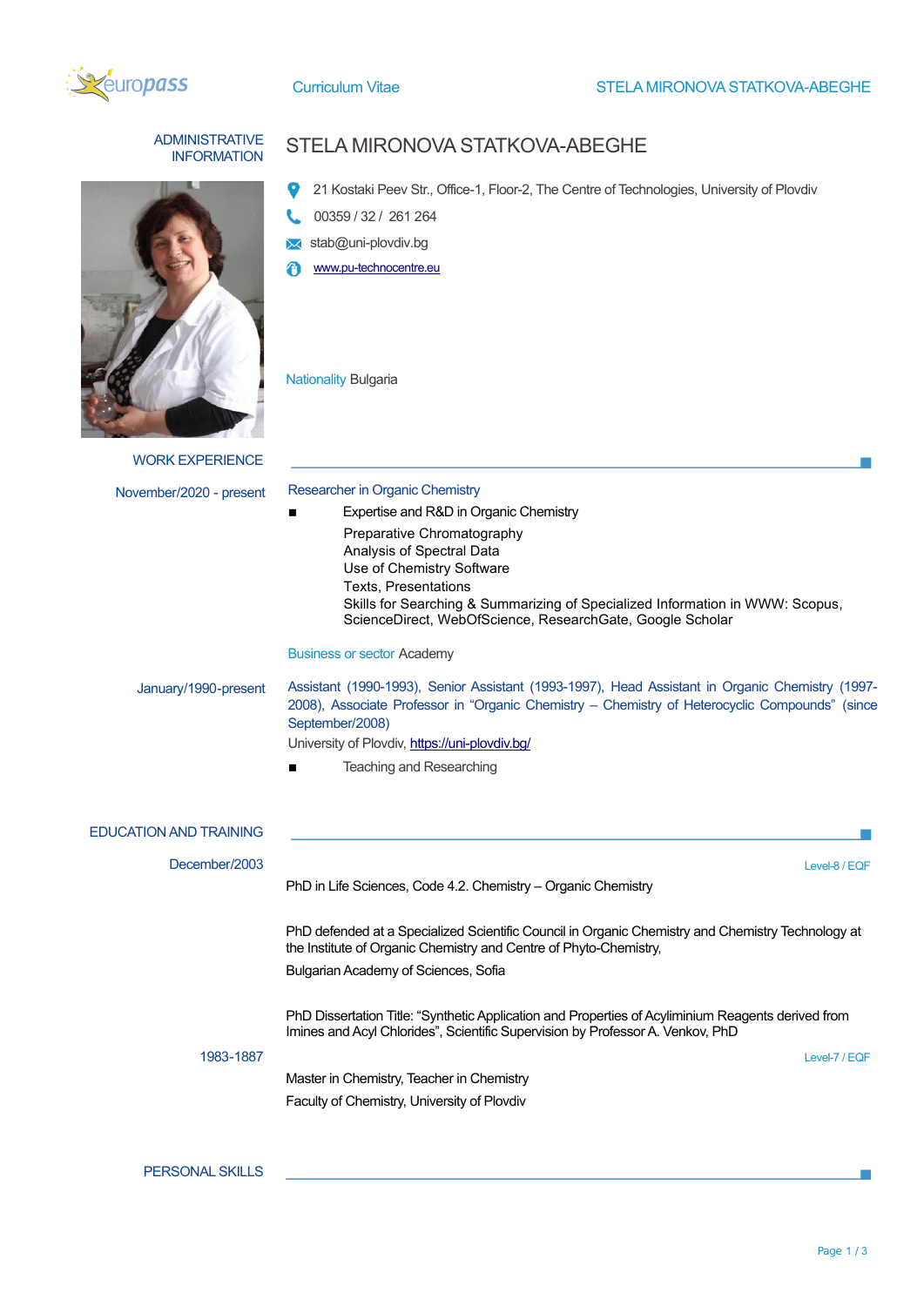# STELA MIRONOVA STATKOVA-ABEGHE

## ADMINISTRATIVE INFORMATION

21 Kostaki Peev Str., Office-1, Floor-2, The Centre of Technologies, University of Plovdiv

00359 / 32 / 261 264

stab@uni-plovdiv.bg

www.pu-technocentre.eu

Nationality Bulgaria

## WORK EXPERIENCE

**November/2020 - present**

Researcher in Organic Chemistry

- Expertise and R&D in Organic Chemistry
  Preparative Chromatography
  Analysis of Spectral Data
  Use of Chemistry Software
  Texts, Presentations
  Skills for Searching & Summarizing of Specialized Information in WWW: Scopus, ScienceDirect, WebOfScience, ResearchGate, Google Scholar

Business or sector Academy

**January/1990-present**

Assistant (1990-1993), Senior Assistant (1993-1997), Head Assistant in Organic Chemistry (1997-2008), Associate Professor in "Organic Chemistry – Chemistry of Heterocyclic Compounds" (since September/2008)

University of Plovdiv, https://uni-plovdiv.bg/

- Teaching and Researching

## EDUCATION AND TRAINING

**December/2003**

Level-8 / EQF

PhD in Life Sciences, Code 4.2. Chemistry – Organic Chemistry

PhD defended at a Specialized Scientific Council in Organic Chemistry and Chemistry Technology at the Institute of Organic Chemistry and Centre of Phyto-Chemistry,

Bulgarian Academy of Sciences, Sofia

PhD Dissertation Title: "Synthetic Application and Properties of Acyliminium Reagents derived from Imines and Acyl Chlorides", Scientific Supervision by Professor A. Venkov, PhD

**1983-1887**

Level-7 / EQF

Master in Chemistry, Teacher in Chemistry

Faculty of Chemistry, University of Plovdiv

## PERSONAL SKILLS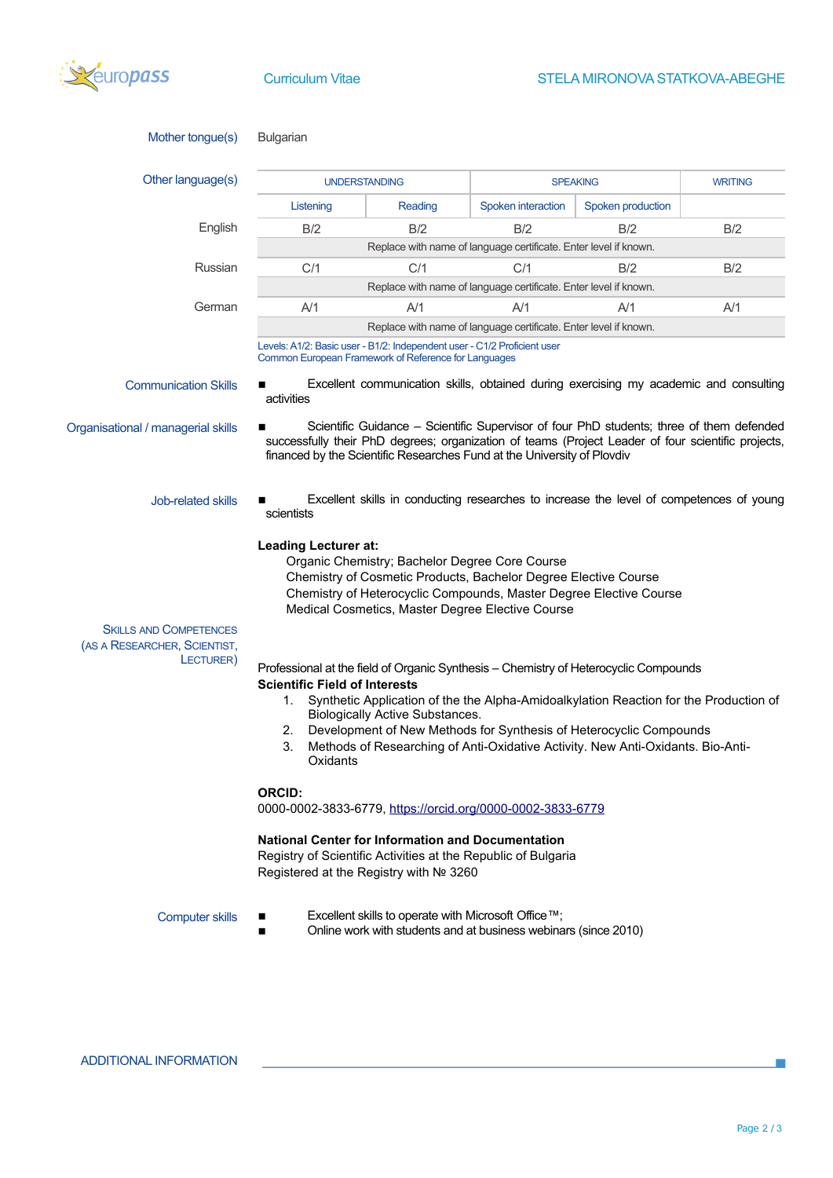**Mother tongue(s)**: Bulgarian

**Other language(s)**

| | UNDERSTANDING | | SPEAKING | | WRITING |
|---|---|---|---|---|---|
| | Listening | Reading | Spoken interaction | Spoken production | |
| English | B/2 | B/2 | B/2 | B/2 | B/2 |
| | Replace with name of language certificate. Enter level if known. | | | | |
| Russian | C/1 | C/1 | C/1 | B/2 | B/2 |
| | Replace with name of language certificate. Enter level if known. | | | | |
| German | A/1 | A/1 | A/1 | A/1 | A/1 |
| | Replace with name of language certificate. Enter level if known. | | | | |

Levels: A1/2: Basic user - B1/2: Independent user - C1/2 Proficient user
Common European Framework of Reference for Languages

**Communication Skills**

- Excellent communication skills, obtained during exercising my academic and consulting activities

**Organisational / managerial skills**

- Scientific Guidance – Scientific Supervisor of four PhD students; three of them defended successfully their PhD degrees; organization of teams (Project Leader of four scientific projects, financed by the Scientific Researches Fund at the University of Plovdiv

**Job-related skills**

- Excellent skills in conducting researches to increase the level of competences of young scientists

**SKILLS AND COMPETENCES (AS A RESEARCHER, SCIENTIST, LECTURER)**

**Leading Lecturer at:**

Organic Chemistry; Bachelor Degree Core Course
Chemistry of Cosmetic Products, Bachelor Degree Elective Course
Chemistry of Heterocyclic Compounds, Master Degree Elective Course
Medical Cosmetics, Master Degree Elective Course

Professional at the field of Organic Synthesis – Chemistry of Heterocyclic Compounds

**Scientific Field of Interests**

1. Synthetic Application of the the Alpha-Amidoalkylation Reaction for the Production of Biologically Active Substances.
2. Development of New Methods for Synthesis of Heterocyclic Compounds
3. Methods of Researching of Anti-Oxidative Activity. New Anti-Oxidants. Bio-Anti-Oxidants

**ORCID:**

0000-0002-3833-6779, https://orcid.org/0000-0002-3833-6779

**National Center for Information and Documentation**

Registry of Scientific Activities at the Republic of Bulgaria
Registered at the Registry with № 3260

**Computer skills**

- Excellent skills to operate with Microsoft Office™;
- Online work with students and at business webinars (since 2010)

## ADDITIONAL INFORMATION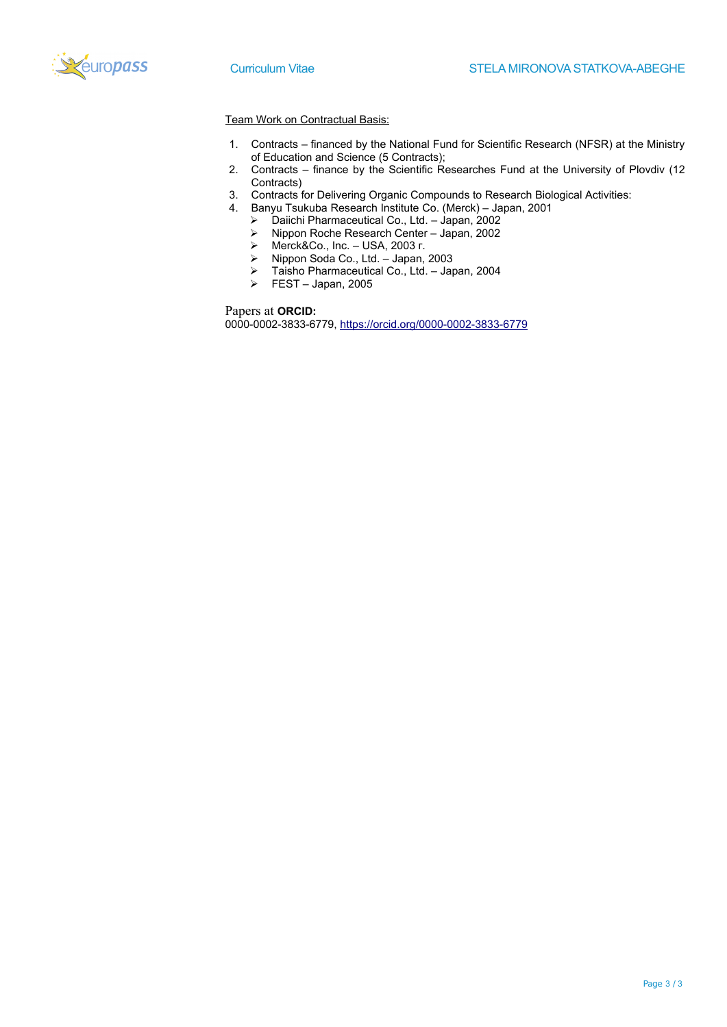Team Work on Contractual Basis:

1. Contracts – financed by the National Fund for Scientific Research (NFSR) at the Ministry of Education and Science (5 Contracts);
2. Contracts – finance by the Scientific Researches Fund at the University of Plovdiv (12 Contracts)
3. Contracts for Delivering Organic Compounds to Research Biological Activities:
4. Banyu Tsukuba Research Institute Co. (Merck) – Japan, 2001
   - Daiichi Pharmaceutical Co., Ltd. – Japan, 2002
   - Nippon Roche Research Center – Japan, 2002
   - Merck&Co., Inc. – USA, 2003 г.
   - Nippon Soda Co., Ltd. – Japan, 2003
   - Taisho Pharmaceutical Co., Ltd. – Japan, 2004
   - FEST – Japan, 2005

Papers at **ORCID:**
0000-0002-3833-6779, https://orcid.org/0000-0002-3833-6779